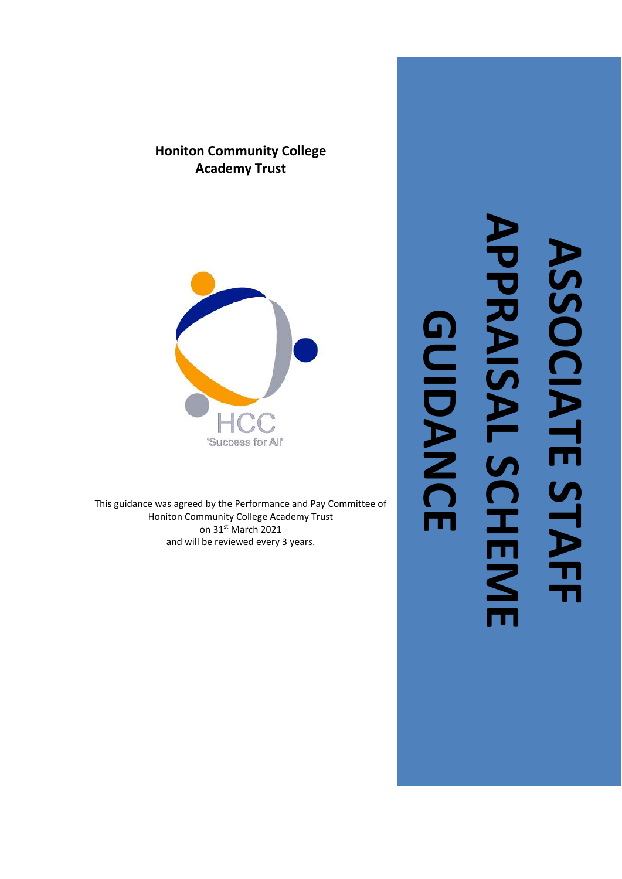**Honiton Community College Academy Trust**

HCC

'Success for All'

This guidance was agreed by the Performance and Pay Committee of Honiton Community College Academy Trust on 31st March 2021 and will be reviewed every 3 years.

# ASSOCIATE STAFF APPRAISAL SCHEME GUIDANCE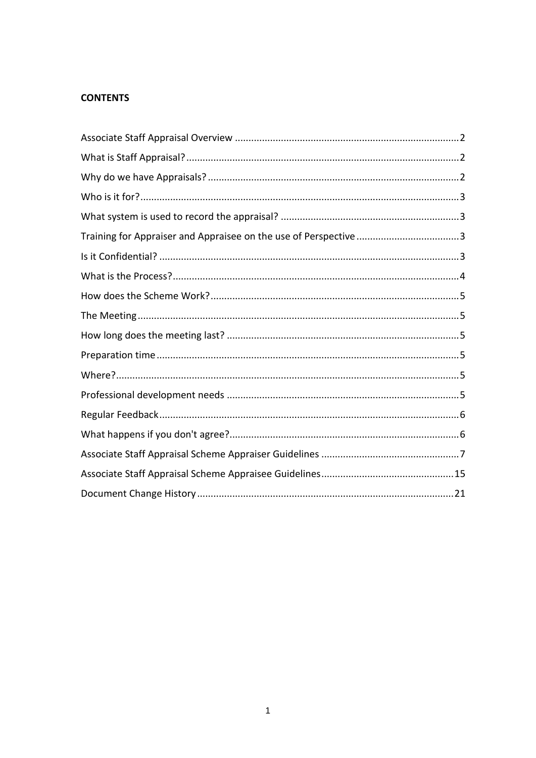**CONTENTS**

Associate Staff Appraisal Overview .......... 2
What is Staff Appraisal? .......... 2
Why do we have Appraisals? .......... 2
Who is it for? .......... 3
What system is used to record the appraisal? .......... 3
Training for Appraiser and Appraisee on the use of Perspective .......... 3
Is it Confidential? .......... 3
What is the Process? .......... 4
How does the Scheme Work? .......... 5
The Meeting .......... 5
How long does the meeting last? .......... 5
Preparation time .......... 5
Where? .......... 5
Professional development needs .......... 5
Regular Feedback .......... 6
What happens if you don't agree? .......... 6
Associate Staff Appraisal Scheme Appraiser Guidelines .......... 7
Associate Staff Appraisal Scheme Appraisee Guidelines .......... 15
Document Change History .......... 21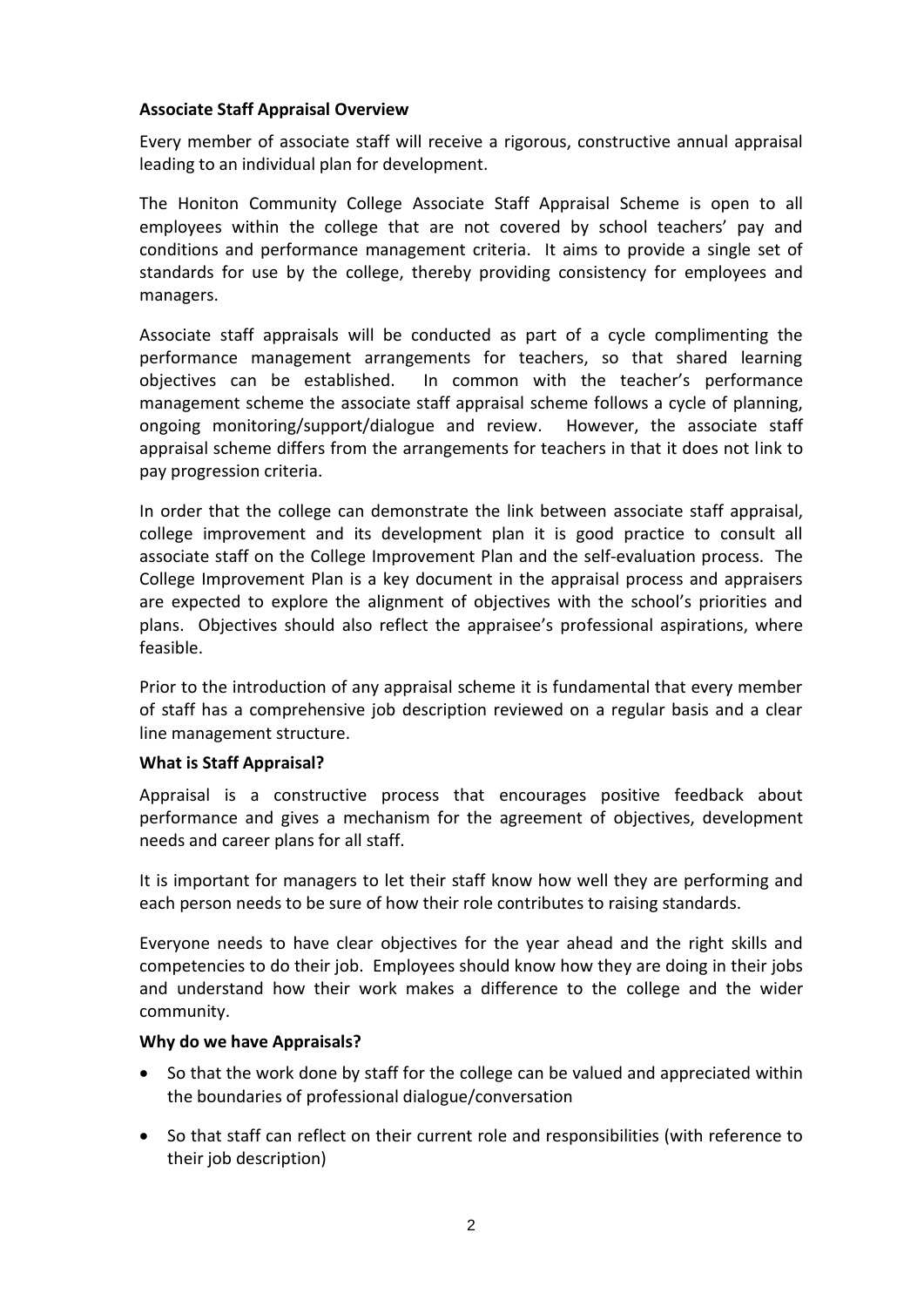**Associate Staff Appraisal Overview**

Every member of associate staff will receive a rigorous, constructive annual appraisal leading to an individual plan for development.

The Honiton Community College Associate Staff Appraisal Scheme is open to all employees within the college that are not covered by school teachers' pay and conditions and performance management criteria. It aims to provide a single set of standards for use by the college, thereby providing consistency for employees and managers.

Associate staff appraisals will be conducted as part of a cycle complimenting the performance management arrangements for teachers, so that shared learning objectives can be established. In common with the teacher's performance management scheme the associate staff appraisal scheme follows a cycle of planning, ongoing monitoring/support/dialogue and review. However, the associate staff appraisal scheme differs from the arrangements for teachers in that it does not link to pay progression criteria.

In order that the college can demonstrate the link between associate staff appraisal, college improvement and its development plan it is good practice to consult all associate staff on the College Improvement Plan and the self-evaluation process. The College Improvement Plan is a key document in the appraisal process and appraisers are expected to explore the alignment of objectives with the school's priorities and plans. Objectives should also reflect the appraisee's professional aspirations, where feasible.

Prior to the introduction of any appraisal scheme it is fundamental that every member of staff has a comprehensive job description reviewed on a regular basis and a clear line management structure.

**What is Staff Appraisal?**

Appraisal is a constructive process that encourages positive feedback about performance and gives a mechanism for the agreement of objectives, development needs and career plans for all staff.

It is important for managers to let their staff know how well they are performing and each person needs to be sure of how their role contributes to raising standards.

Everyone needs to have clear objectives for the year ahead and the right skills and competencies to do their job. Employees should know how they are doing in their jobs and understand how their work makes a difference to the college and the wider community.

**Why do we have Appraisals?**

- So that the work done by staff for the college can be valued and appreciated within the boundaries of professional dialogue/conversation
- So that staff can reflect on their current role and responsibilities (with reference to their job description)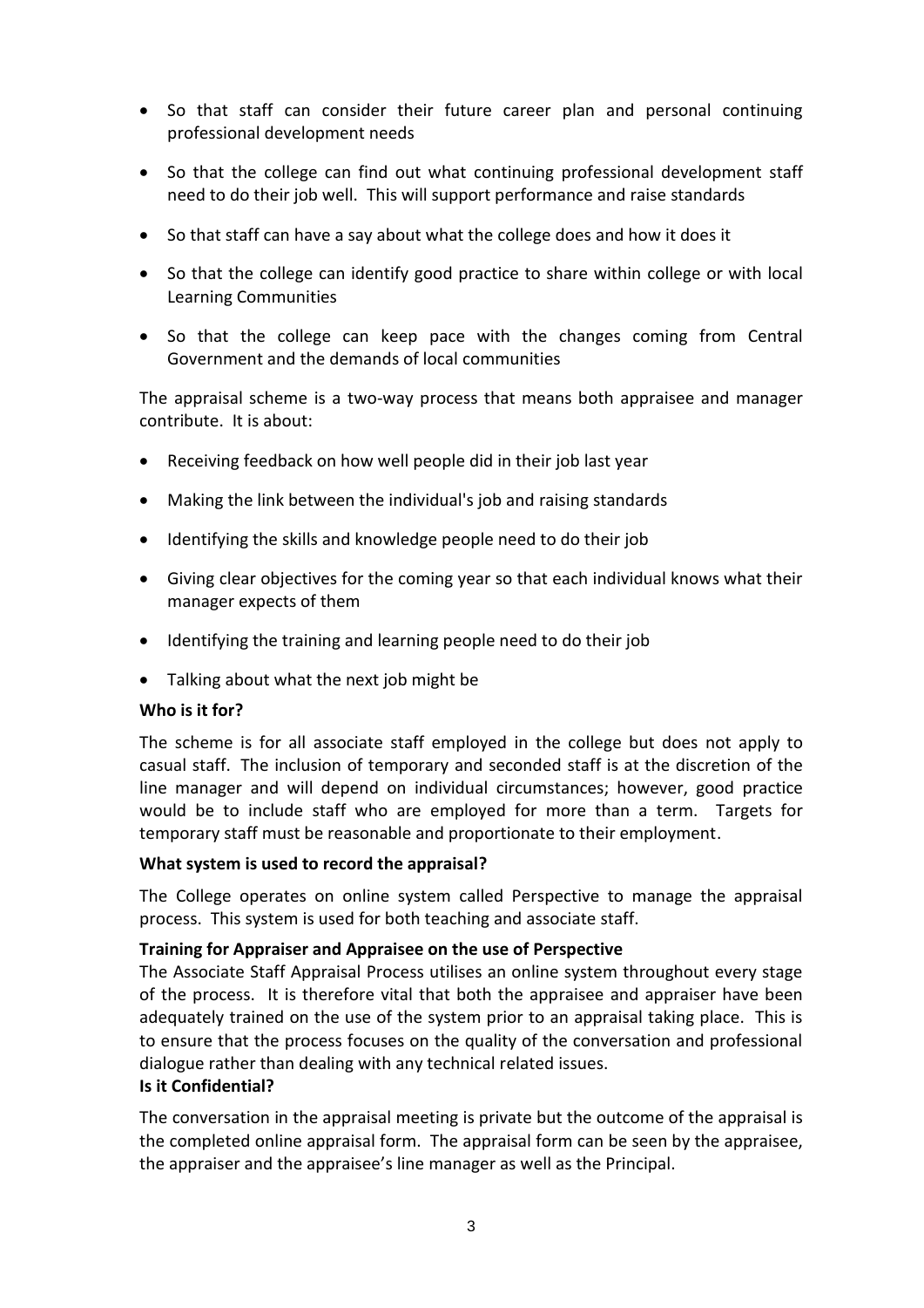- So that staff can consider their future career plan and personal continuing professional development needs
- So that the college can find out what continuing professional development staff need to do their job well. This will support performance and raise standards
- So that staff can have a say about what the college does and how it does it
- So that the college can identify good practice to share within college or with local Learning Communities
- So that the college can keep pace with the changes coming from Central Government and the demands of local communities

The appraisal scheme is a two-way process that means both appraisee and manager contribute. It is about:

- Receiving feedback on how well people did in their job last year
- Making the link between the individual's job and raising standards
- Identifying the skills and knowledge people need to do their job
- Giving clear objectives for the coming year so that each individual knows what their manager expects of them
- Identifying the training and learning people need to do their job
- Talking about what the next job might be

**Who is it for?**

The scheme is for all associate staff employed in the college but does not apply to casual staff. The inclusion of temporary and seconded staff is at the discretion of the line manager and will depend on individual circumstances; however, good practice would be to include staff who are employed for more than a term. Targets for temporary staff must be reasonable and proportionate to their employment.

**What system is used to record the appraisal?**

The College operates on online system called Perspective to manage the appraisal process. This system is used for both teaching and associate staff.

**Training for Appraiser and Appraisee on the use of Perspective**

The Associate Staff Appraisal Process utilises an online system throughout every stage of the process. It is therefore vital that both the appraisee and appraiser have been adequately trained on the use of the system prior to an appraisal taking place. This is to ensure that the process focuses on the quality of the conversation and professional dialogue rather than dealing with any technical related issues.

**Is it Confidential?**

The conversation in the appraisal meeting is private but the outcome of the appraisal is the completed online appraisal form. The appraisal form can be seen by the appraisee, the appraiser and the appraisee's line manager as well as the Principal.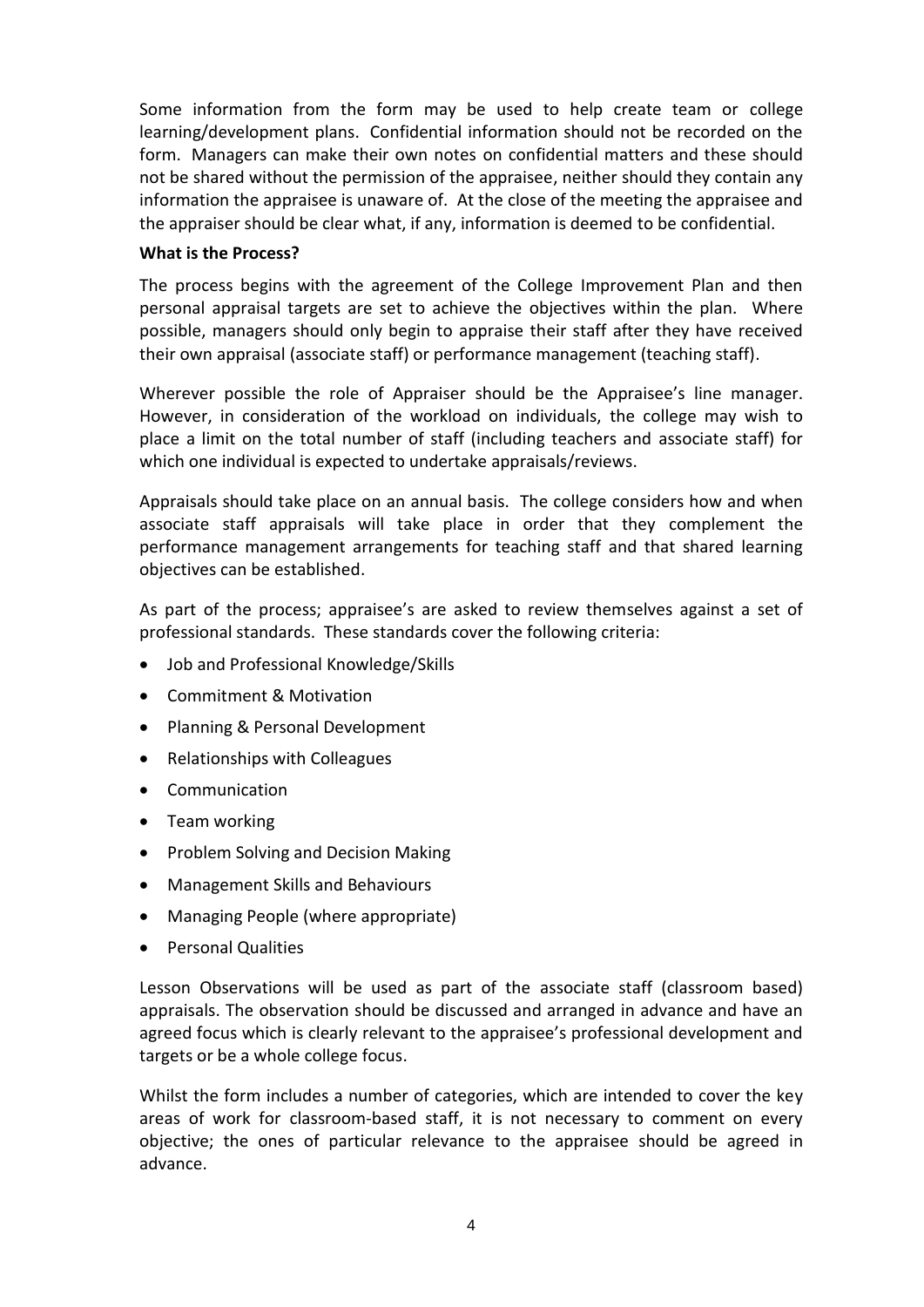Some information from the form may be used to help create team or college learning/development plans. Confidential information should not be recorded on the form. Managers can make their own notes on confidential matters and these should not be shared without the permission of the appraisee, neither should they contain any information the appraisee is unaware of. At the close of the meeting the appraisee and the appraiser should be clear what, if any, information is deemed to be confidential.

**What is the Process?**

The process begins with the agreement of the College Improvement Plan and then personal appraisal targets are set to achieve the objectives within the plan. Where possible, managers should only begin to appraise their staff after they have received their own appraisal (associate staff) or performance management (teaching staff).

Wherever possible the role of Appraiser should be the Appraisee's line manager. However, in consideration of the workload on individuals, the college may wish to place a limit on the total number of staff (including teachers and associate staff) for which one individual is expected to undertake appraisals/reviews.

Appraisals should take place on an annual basis. The college considers how and when associate staff appraisals will take place in order that they complement the performance management arrangements for teaching staff and that shared learning objectives can be established.

As part of the process; appraisee's are asked to review themselves against a set of professional standards. These standards cover the following criteria:

- Job and Professional Knowledge/Skills
- Commitment & Motivation
- Planning & Personal Development
- Relationships with Colleagues
- Communication
- Team working
- Problem Solving and Decision Making
- Management Skills and Behaviours
- Managing People (where appropriate)
- Personal Qualities

Lesson Observations will be used as part of the associate staff (classroom based) appraisals. The observation should be discussed and arranged in advance and have an agreed focus which is clearly relevant to the appraisee's professional development and targets or be a whole college focus.

Whilst the form includes a number of categories, which are intended to cover the key areas of work for classroom-based staff, it is not necessary to comment on every objective; the ones of particular relevance to the appraisee should be agreed in advance.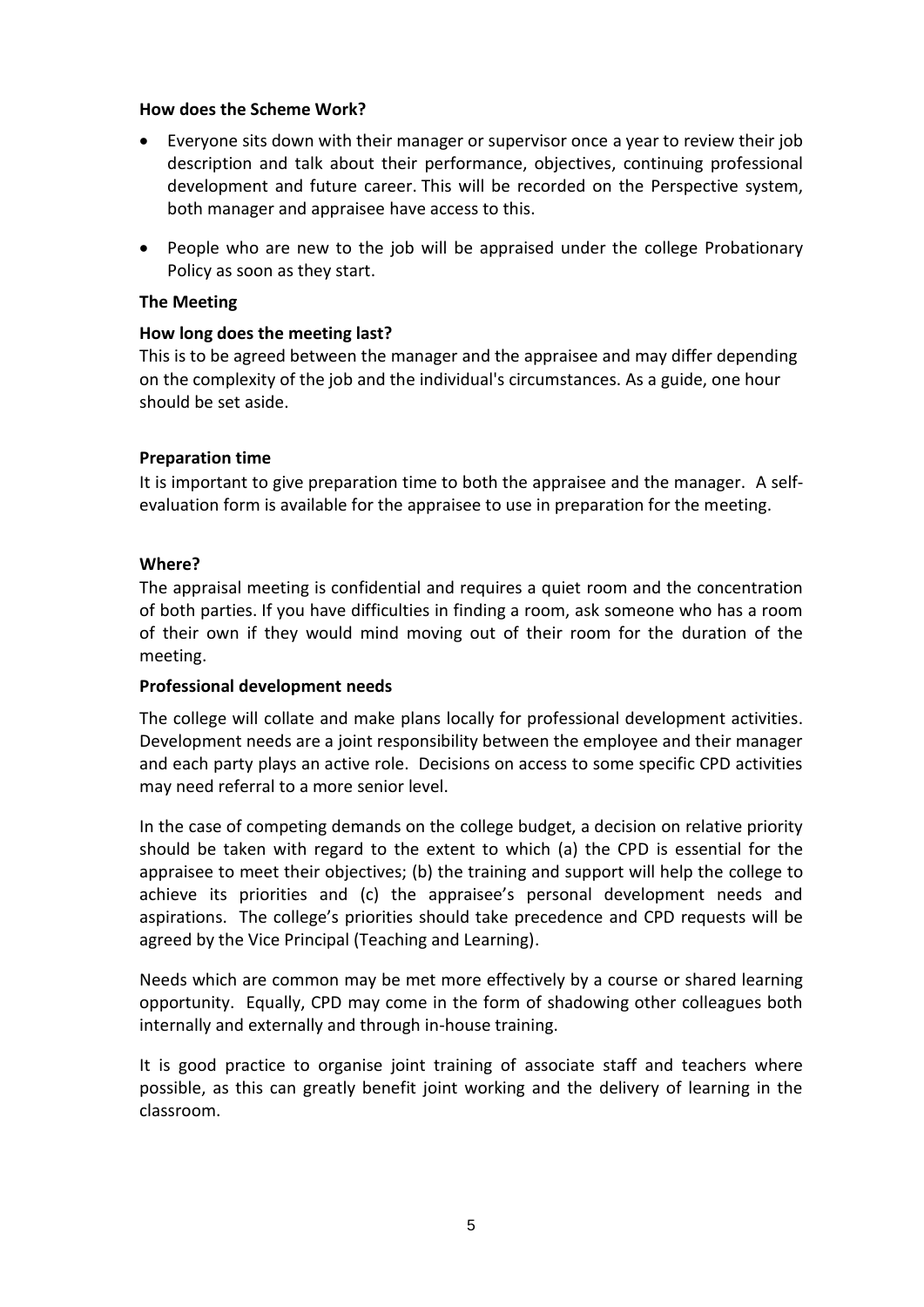**How does the Scheme Work?**

- Everyone sits down with their manager or supervisor once a year to review their job description and talk about their performance, objectives, continuing professional development and future career. This will be recorded on the Perspective system, both manager and appraisee have access to this.
- People who are new to the job will be appraised under the college Probationary Policy as soon as they start.

**The Meeting**

**How long does the meeting last?**

This is to be agreed between the manager and the appraisee and may differ depending on the complexity of the job and the individual's circumstances. As a guide, one hour should be set aside.

**Preparation time**

It is important to give preparation time to both the appraisee and the manager. A self-evaluation form is available for the appraisee to use in preparation for the meeting.

**Where?**

The appraisal meeting is confidential and requires a quiet room and the concentration of both parties. If you have difficulties in finding a room, ask someone who has a room of their own if they would mind moving out of their room for the duration of the meeting.

**Professional development needs**

The college will collate and make plans locally for professional development activities. Development needs are a joint responsibility between the employee and their manager and each party plays an active role. Decisions on access to some specific CPD activities may need referral to a more senior level.

In the case of competing demands on the college budget, a decision on relative priority should be taken with regard to the extent to which (a) the CPD is essential for the appraisee to meet their objectives; (b) the training and support will help the college to achieve its priorities and (c) the appraisee's personal development needs and aspirations. The college's priorities should take precedence and CPD requests will be agreed by the Vice Principal (Teaching and Learning).

Needs which are common may be met more effectively by a course or shared learning opportunity. Equally, CPD may come in the form of shadowing other colleagues both internally and externally and through in-house training.

It is good practice to organise joint training of associate staff and teachers where possible, as this can greatly benefit joint working and the delivery of learning in the classroom.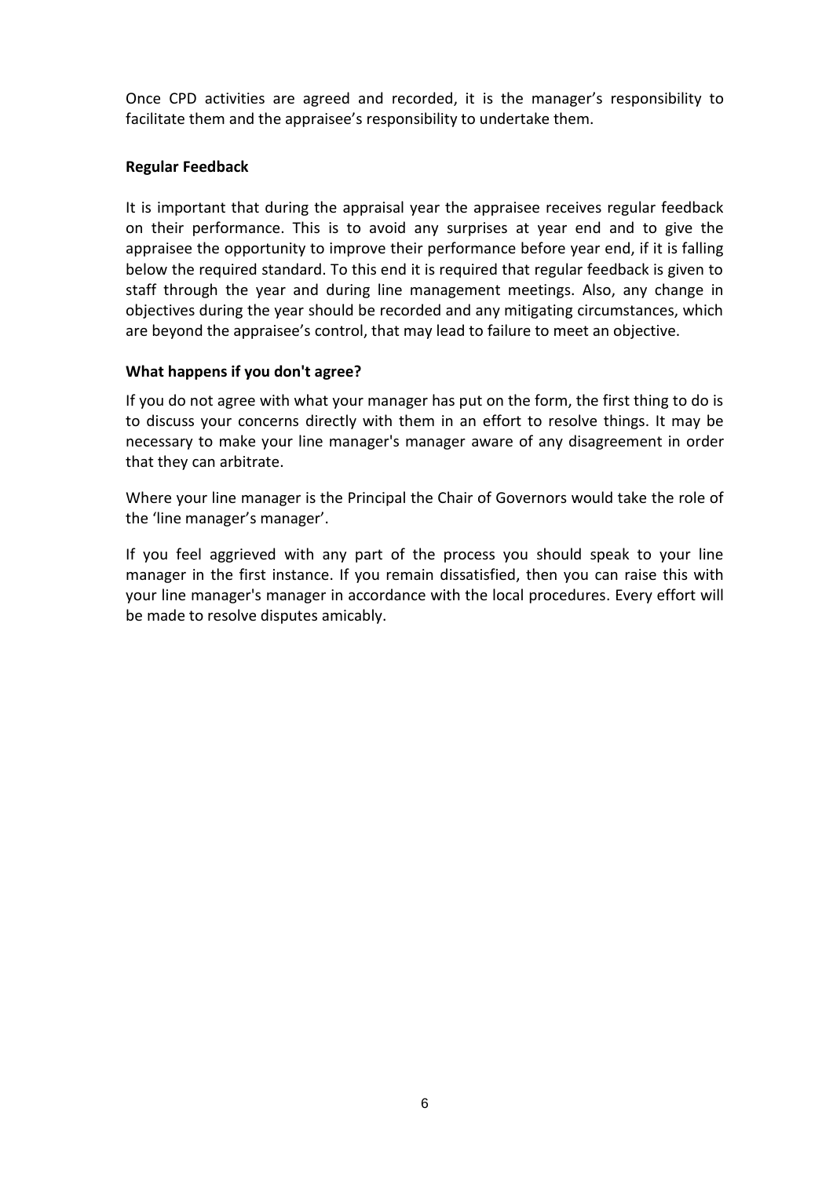Once CPD activities are agreed and recorded, it is the manager's responsibility to facilitate them and the appraisee's responsibility to undertake them.

**Regular Feedback**

It is important that during the appraisal year the appraisee receives regular feedback on their performance. This is to avoid any surprises at year end and to give the appraisee the opportunity to improve their performance before year end, if it is falling below the required standard. To this end it is required that regular feedback is given to staff through the year and during line management meetings. Also, any change in objectives during the year should be recorded and any mitigating circumstances, which are beyond the appraisee's control, that may lead to failure to meet an objective.

**What happens if you don't agree?**

If you do not agree with what your manager has put on the form, the first thing to do is to discuss your concerns directly with them in an effort to resolve things. It may be necessary to make your line manager's manager aware of any disagreement in order that they can arbitrate.

Where your line manager is the Principal the Chair of Governors would take the role of the 'line manager's manager'.

If you feel aggrieved with any part of the process you should speak to your line manager in the first instance. If you remain dissatisfied, then you can raise this with your line manager's manager in accordance with the local procedures. Every effort will be made to resolve disputes amicably.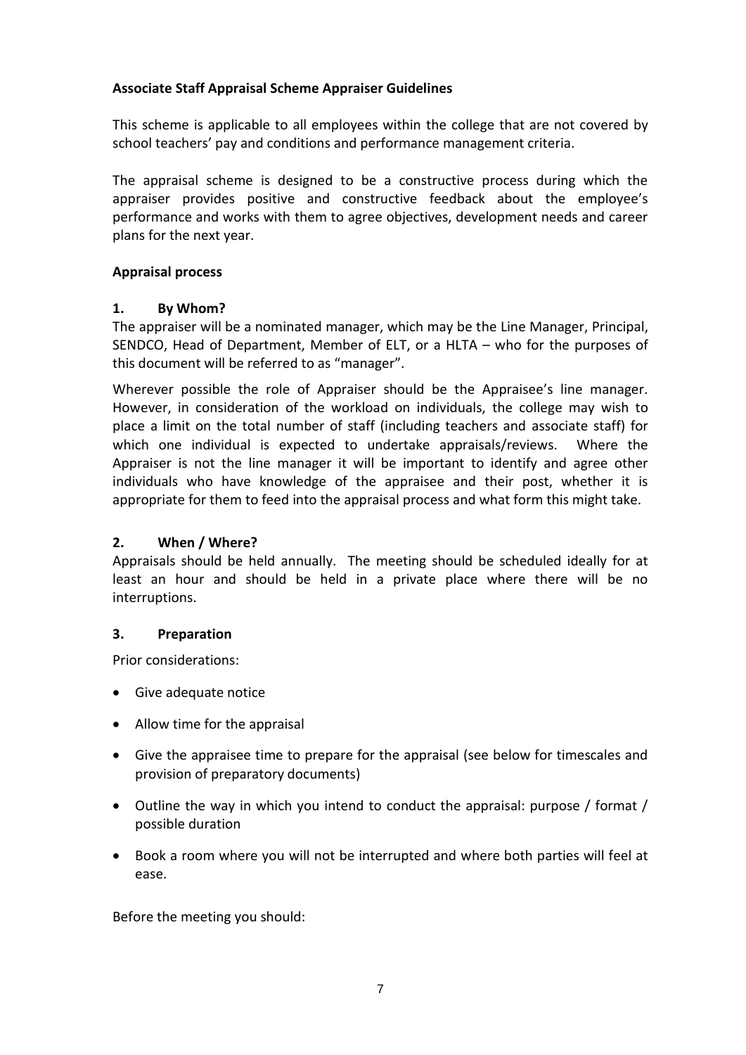**Associate Staff Appraisal Scheme Appraiser Guidelines**

This scheme is applicable to all employees within the college that are not covered by school teachers' pay and conditions and performance management criteria.

The appraisal scheme is designed to be a constructive process during which the appraiser provides positive and constructive feedback about the employee's performance and works with them to agree objectives, development needs and career plans for the next year.

**Appraisal process**

**1. By Whom?**

The appraiser will be a nominated manager, which may be the Line Manager, Principal, SENDCO, Head of Department, Member of ELT, or a HLTA – who for the purposes of this document will be referred to as "manager".

Wherever possible the role of Appraiser should be the Appraisee's line manager. However, in consideration of the workload on individuals, the college may wish to place a limit on the total number of staff (including teachers and associate staff) for which one individual is expected to undertake appraisals/reviews. Where the Appraiser is not the line manager it will be important to identify and agree other individuals who have knowledge of the appraisee and their post, whether it is appropriate for them to feed into the appraisal process and what form this might take.

**2. When / Where?**

Appraisals should be held annually. The meeting should be scheduled ideally for at least an hour and should be held in a private place where there will be no interruptions.

**3. Preparation**

Prior considerations:

- Give adequate notice
- Allow time for the appraisal
- Give the appraisee time to prepare for the appraisal (see below for timescales and provision of preparatory documents)
- Outline the way in which you intend to conduct the appraisal: purpose / format / possible duration
- Book a room where you will not be interrupted and where both parties will feel at ease.

Before the meeting you should: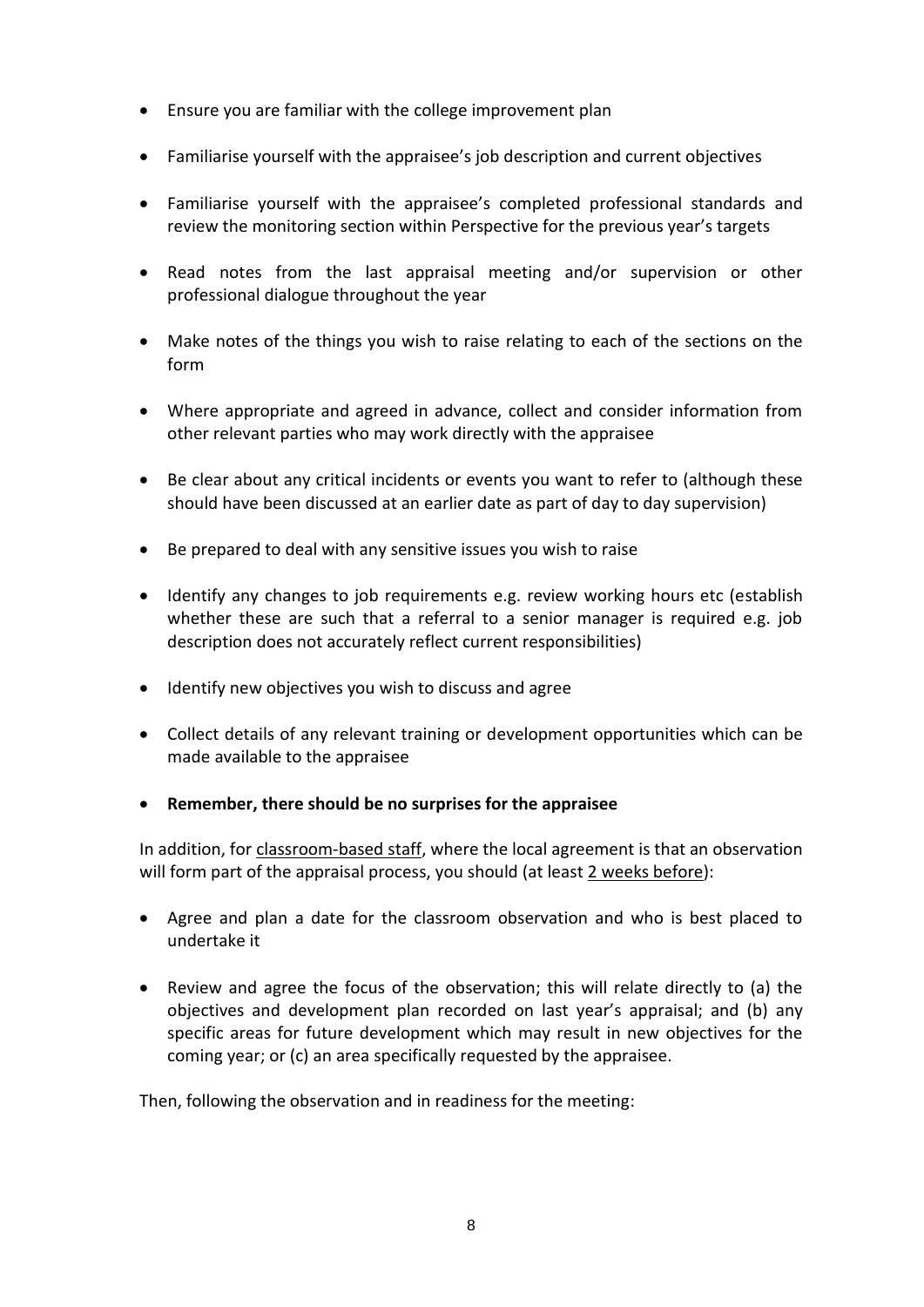- Ensure you are familiar with the college improvement plan
- Familiarise yourself with the appraisee's job description and current objectives
- Familiarise yourself with the appraisee's completed professional standards and review the monitoring section within Perspective for the previous year's targets
- Read notes from the last appraisal meeting and/or supervision or other professional dialogue throughout the year
- Make notes of the things you wish to raise relating to each of the sections on the form
- Where appropriate and agreed in advance, collect and consider information from other relevant parties who may work directly with the appraisee
- Be clear about any critical incidents or events you want to refer to (although these should have been discussed at an earlier date as part of day to day supervision)
- Be prepared to deal with any sensitive issues you wish to raise
- Identify any changes to job requirements e.g. review working hours etc (establish whether these are such that a referral to a senior manager is required e.g. job description does not accurately reflect current responsibilities)
- Identify new objectives you wish to discuss and agree
- Collect details of any relevant training or development opportunities which can be made available to the appraisee
- **Remember, there should be no surprises for the appraisee**

In addition, for <u>classroom-based staff</u>, where the local agreement is that an observation will form part of the appraisal process, you should (at least <u>2 weeks before</u>):

- Agree and plan a date for the classroom observation and who is best placed to undertake it
- Review and agree the focus of the observation; this will relate directly to (a) the objectives and development plan recorded on last year's appraisal; and (b) any specific areas for future development which may result in new objectives for the coming year; or (c) an area specifically requested by the appraisee.

Then, following the observation and in readiness for the meeting: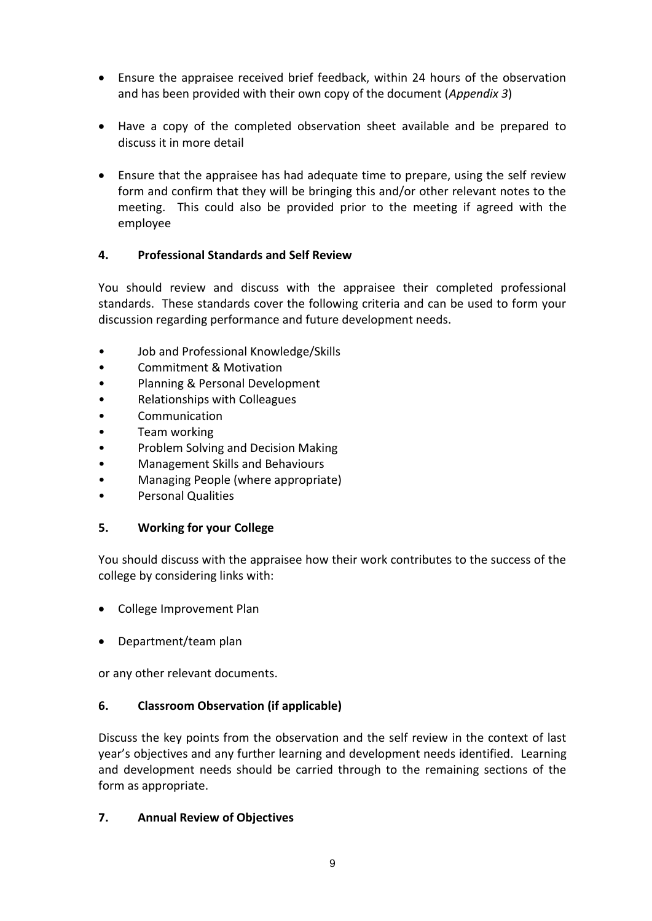- Ensure the appraisee received brief feedback, within 24 hours of the observation and has been provided with their own copy of the document (*Appendix 3*)
- Have a copy of the completed observation sheet available and be prepared to discuss it in more detail
- Ensure that the appraisee has had adequate time to prepare, using the self review form and confirm that they will be bringing this and/or other relevant notes to the meeting. This could also be provided prior to the meeting if agreed with the employee

**4. Professional Standards and Self Review**

You should review and discuss with the appraisee their completed professional standards. These standards cover the following criteria and can be used to form your discussion regarding performance and future development needs.

- Job and Professional Knowledge/Skills
- Commitment & Motivation
- Planning & Personal Development
- Relationships with Colleagues
- Communication
- Team working
- Problem Solving and Decision Making
- Management Skills and Behaviours
- Managing People (where appropriate)
- Personal Qualities

**5. Working for your College**

You should discuss with the appraisee how their work contributes to the success of the college by considering links with:

- College Improvement Plan
- Department/team plan

or any other relevant documents.

**6. Classroom Observation (if applicable)**

Discuss the key points from the observation and the self review in the context of last year's objectives and any further learning and development needs identified. Learning and development needs should be carried through to the remaining sections of the form as appropriate.

**7. Annual Review of Objectives**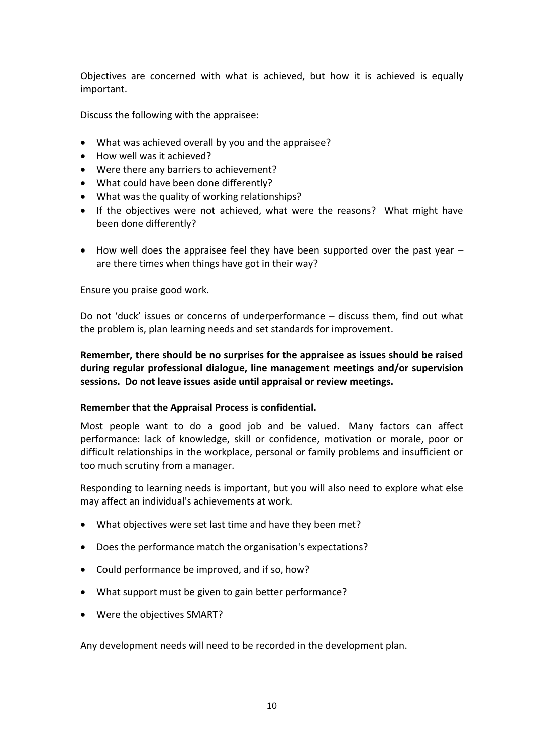Objectives are concerned with what is achieved, but <u>how</u> it is achieved is equally important.

Discuss the following with the appraisee:

- What was achieved overall by you and the appraisee?
- How well was it achieved?
- Were there any barriers to achievement?
- What could have been done differently?
- What was the quality of working relationships?
- If the objectives were not achieved, what were the reasons? What might have been done differently?
- How well does the appraisee feel they have been supported over the past year – are there times when things have got in their way?

Ensure you praise good work.

Do not 'duck' issues or concerns of underperformance – discuss them, find out what the problem is, plan learning needs and set standards for improvement.

**Remember, there should be no surprises for the appraisee as issues should be raised during regular professional dialogue, line management meetings and/or supervision sessions. Do not leave issues aside until appraisal or review meetings.**

**Remember that the Appraisal Process is confidential.**

Most people want to do a good job and be valued. Many factors can affect performance: lack of knowledge, skill or confidence, motivation or morale, poor or difficult relationships in the workplace, personal or family problems and insufficient or too much scrutiny from a manager.

Responding to learning needs is important, but you will also need to explore what else may affect an individual's achievements at work.

- What objectives were set last time and have they been met?
- Does the performance match the organisation's expectations?
- Could performance be improved, and if so, how?
- What support must be given to gain better performance?
- Were the objectives SMART?

Any development needs will need to be recorded in the development plan.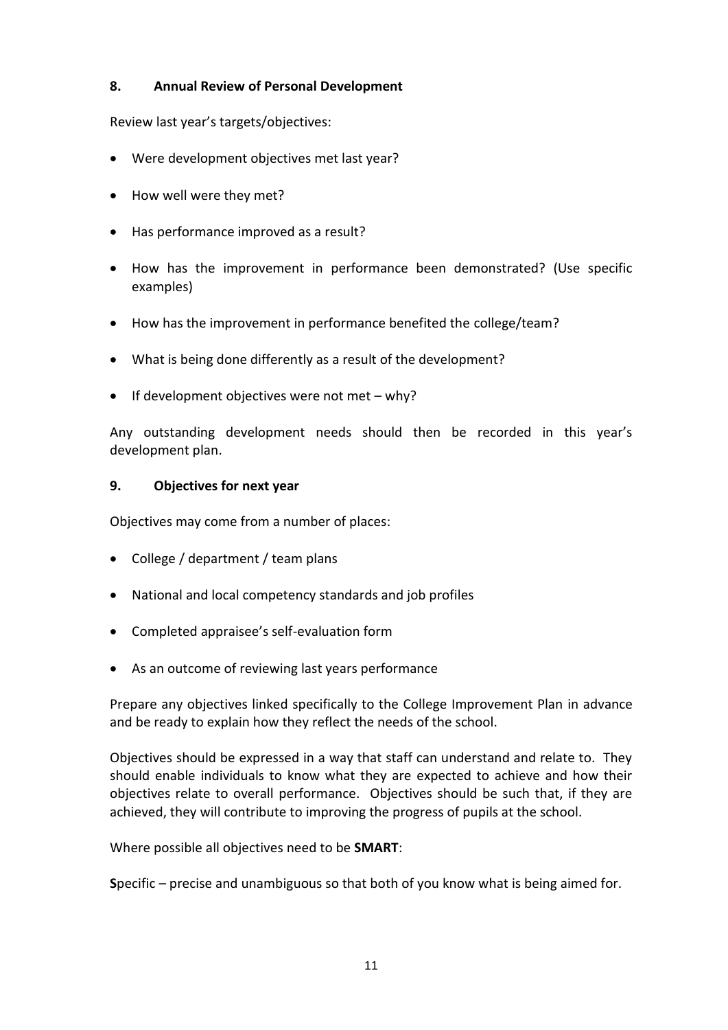## 8. Annual Review of Personal Development

Review last year's targets/objectives:

- Were development objectives met last year?
- How well were they met?
- Has performance improved as a result?
- How has the improvement in performance been demonstrated? (Use specific examples)
- How has the improvement in performance benefited the college/team?
- What is being done differently as a result of the development?
- If development objectives were not met – why?

Any outstanding development needs should then be recorded in this year's development plan.

## 9. Objectives for next year

Objectives may come from a number of places:

- College / department / team plans
- National and local competency standards and job profiles
- Completed appraisee's self-evaluation form
- As an outcome of reviewing last years performance

Prepare any objectives linked specifically to the College Improvement Plan in advance and be ready to explain how they reflect the needs of the school.

Objectives should be expressed in a way that staff can understand and relate to. They should enable individuals to know what they are expected to achieve and how their objectives relate to overall performance. Objectives should be such that, if they are achieved, they will contribute to improving the progress of pupils at the school.

Where possible all objectives need to be **SMART**:

**S**pecific – precise and unambiguous so that both of you know what is being aimed for.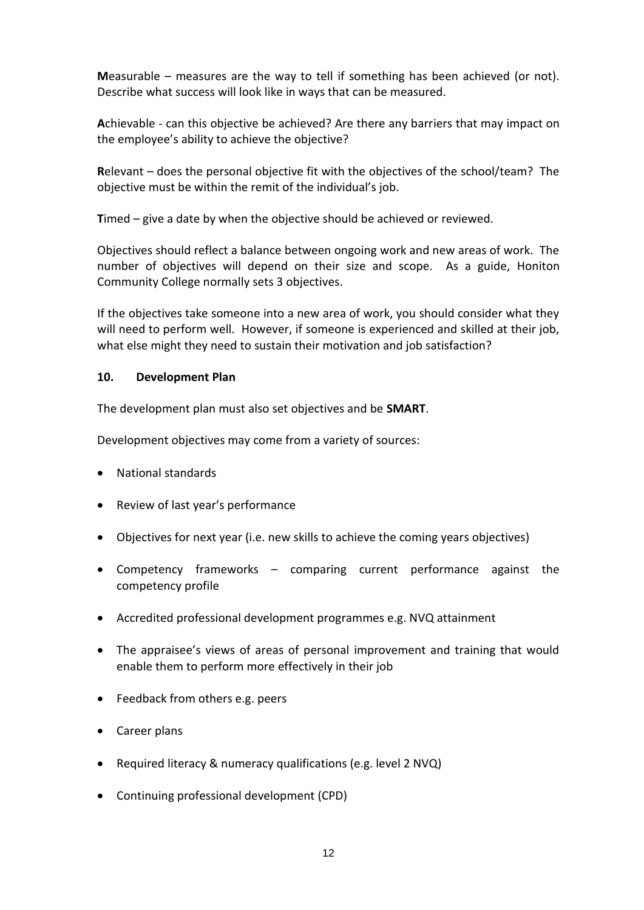**M**easurable – measures are the way to tell if something has been achieved (or not). Describe what success will look like in ways that can be measured.

**A**chievable - can this objective be achieved? Are there any barriers that may impact on the employee's ability to achieve the objective?

**R**elevant – does the personal objective fit with the objectives of the school/team? The objective must be within the remit of the individual's job.

**T**imed – give a date by when the objective should be achieved or reviewed.

Objectives should reflect a balance between ongoing work and new areas of work. The number of objectives will depend on their size and scope. As a guide, Honiton Community College normally sets 3 objectives.

If the objectives take someone into a new area of work, you should consider what they will need to perform well. However, if someone is experienced and skilled at their job, what else might they need to sustain their motivation and job satisfaction?

## 10. Development Plan

The development plan must also set objectives and be **SMART**.

Development objectives may come from a variety of sources:

- National standards
- Review of last year's performance
- Objectives for next year (i.e. new skills to achieve the coming years objectives)
- Competency frameworks – comparing current performance against the competency profile
- Accredited professional development programmes e.g. NVQ attainment
- The appraisee's views of areas of personal improvement and training that would enable them to perform more effectively in their job
- Feedback from others e.g. peers
- Career plans
- Required literacy & numeracy qualifications (e.g. level 2 NVQ)
- Continuing professional development (CPD)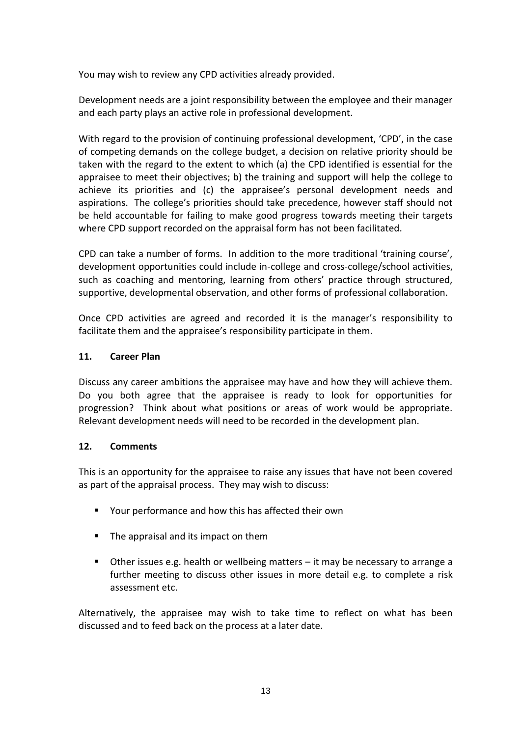You may wish to review any CPD activities already provided.

Development needs are a joint responsibility between the employee and their manager and each party plays an active role in professional development.

With regard to the provision of continuing professional development, 'CPD', in the case of competing demands on the college budget, a decision on relative priority should be taken with the regard to the extent to which (a) the CPD identified is essential for the appraisee to meet their objectives; b) the training and support will help the college to achieve its priorities and (c) the appraisee's personal development needs and aspirations. The college's priorities should take precedence, however staff should not be held accountable for failing to make good progress towards meeting their targets where CPD support recorded on the appraisal form has not been facilitated.

CPD can take a number of forms. In addition to the more traditional 'training course', development opportunities could include in-college and cross-college/school activities, such as coaching and mentoring, learning from others' practice through structured, supportive, developmental observation, and other forms of professional collaboration.

Once CPD activities are agreed and recorded it is the manager's responsibility to facilitate them and the appraisee's responsibility participate in them.

## 11. Career Plan

Discuss any career ambitions the appraisee may have and how they will achieve them. Do you both agree that the appraisee is ready to look for opportunities for progression? Think about what positions or areas of work would be appropriate. Relevant development needs will need to be recorded in the development plan.

## 12. Comments

This is an opportunity for the appraisee to raise any issues that have not been covered as part of the appraisal process. They may wish to discuss:

- Your performance and how this has affected their own
- The appraisal and its impact on them
- Other issues e.g. health or wellbeing matters – it may be necessary to arrange a further meeting to discuss other issues in more detail e.g. to complete a risk assessment etc.

Alternatively, the appraisee may wish to take time to reflect on what has been discussed and to feed back on the process at a later date.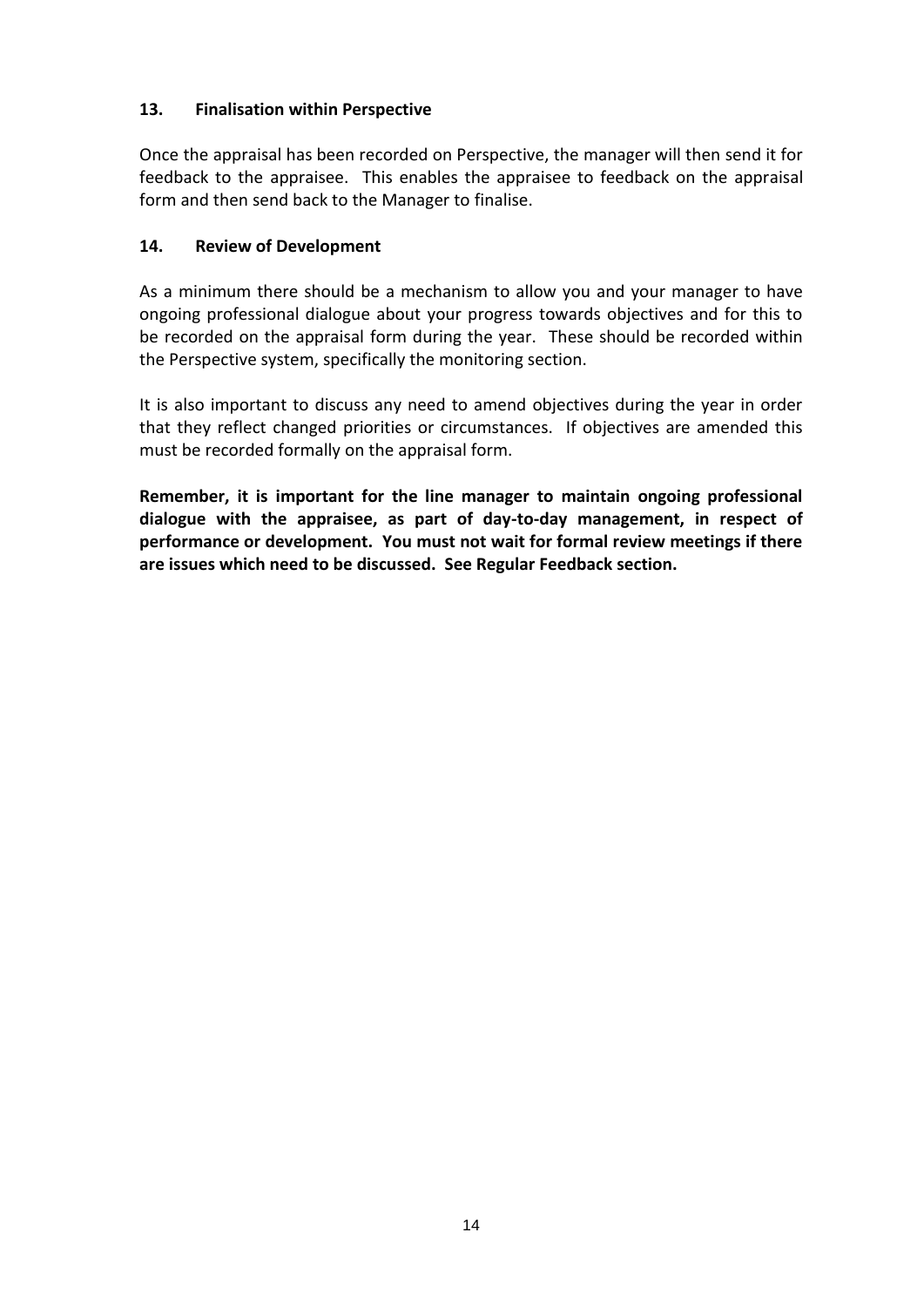## 13. Finalisation within Perspective

Once the appraisal has been recorded on Perspective, the manager will then send it for feedback to the appraisee. This enables the appraisee to feedback on the appraisal form and then send back to the Manager to finalise.

## 14. Review of Development

As a minimum there should be a mechanism to allow you and your manager to have ongoing professional dialogue about your progress towards objectives and for this to be recorded on the appraisal form during the year. These should be recorded within the Perspective system, specifically the monitoring section.

It is also important to discuss any need to amend objectives during the year in order that they reflect changed priorities or circumstances. If objectives are amended this must be recorded formally on the appraisal form.

**Remember, it is important for the line manager to maintain ongoing professional dialogue with the appraisee, as part of day-to-day management, in respect of performance or development. You must not wait for formal review meetings if there are issues which need to be discussed. See Regular Feedback section.**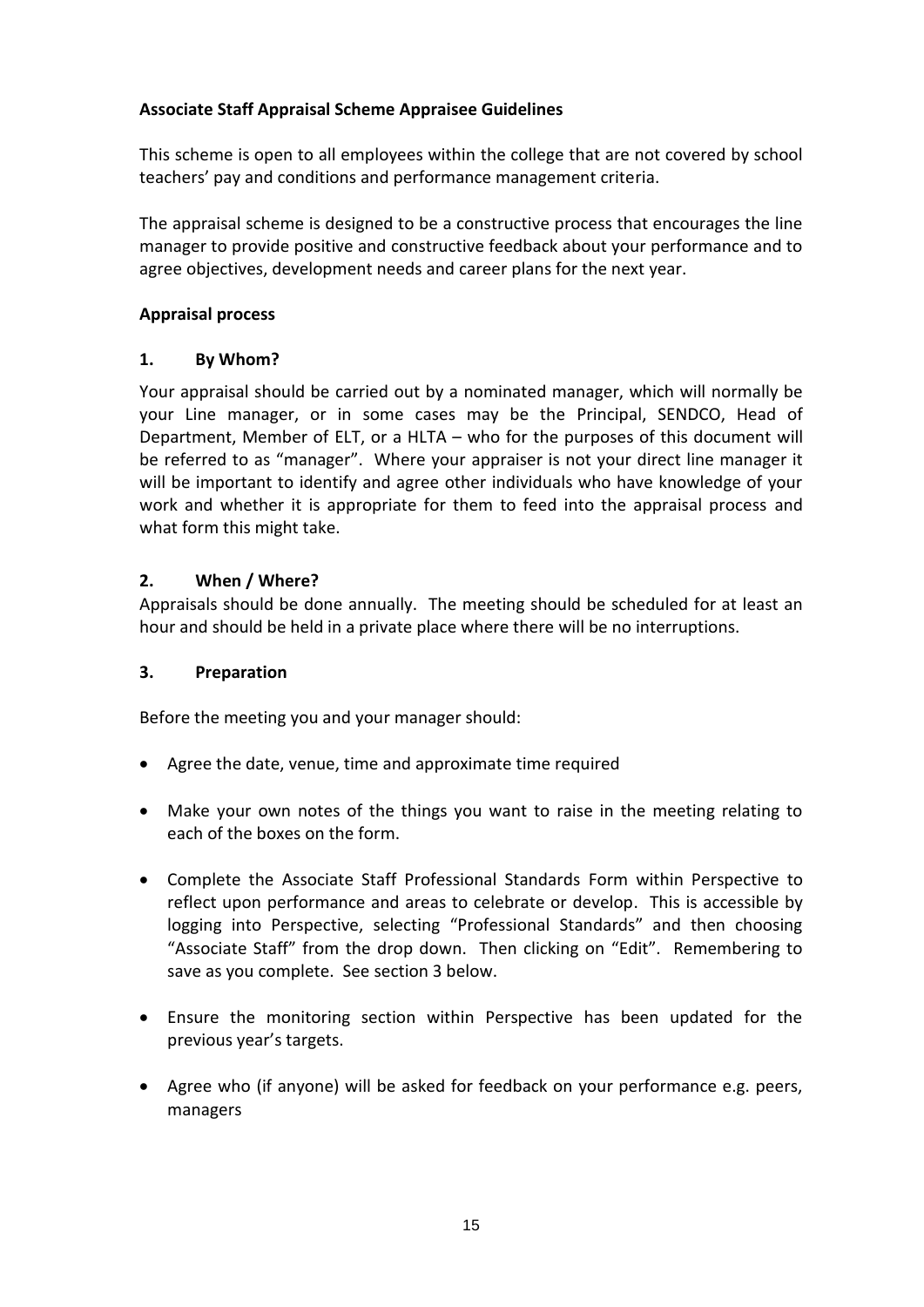**Associate Staff Appraisal Scheme Appraisee Guidelines**

This scheme is open to all employees within the college that are not covered by school teachers' pay and conditions and performance management criteria.

The appraisal scheme is designed to be a constructive process that encourages the line manager to provide positive and constructive feedback about your performance and to agree objectives, development needs and career plans for the next year.

**Appraisal process**

**1. By Whom?**

Your appraisal should be carried out by a nominated manager, which will normally be your Line manager, or in some cases may be the Principal, SENDCO, Head of Department, Member of ELT, or a HLTA – who for the purposes of this document will be referred to as "manager". Where your appraiser is not your direct line manager it will be important to identify and agree other individuals who have knowledge of your work and whether it is appropriate for them to feed into the appraisal process and what form this might take.

**2. When / Where?**

Appraisals should be done annually. The meeting should be scheduled for at least an hour and should be held in a private place where there will be no interruptions.

**3. Preparation**

Before the meeting you and your manager should:

- Agree the date, venue, time and approximate time required
- Make your own notes of the things you want to raise in the meeting relating to each of the boxes on the form.
- Complete the Associate Staff Professional Standards Form within Perspective to reflect upon performance and areas to celebrate or develop. This is accessible by logging into Perspective, selecting "Professional Standards" and then choosing "Associate Staff" from the drop down. Then clicking on "Edit". Remembering to save as you complete. See section 3 below.
- Ensure the monitoring section within Perspective has been updated for the previous year's targets.
- Agree who (if anyone) will be asked for feedback on your performance e.g. peers, managers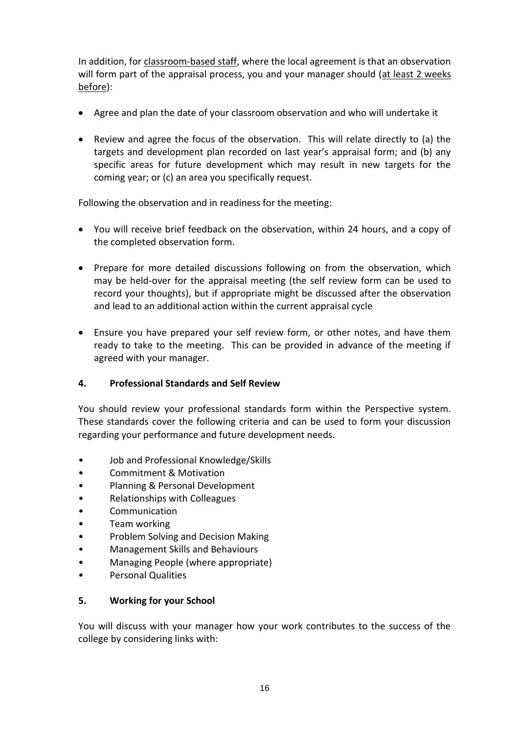In addition, for classroom-based staff, where the local agreement is that an observation will form part of the appraisal process, you and your manager should (at least 2 weeks before):

- Agree and plan the date of your classroom observation and who will undertake it
- Review and agree the focus of the observation. This will relate directly to (a) the targets and development plan recorded on last year's appraisal form; and (b) any specific areas for future development which may result in new targets for the coming year; or (c) an area you specifically request.

Following the observation and in readiness for the meeting:

- You will receive brief feedback on the observation, within 24 hours, and a copy of the completed observation form.
- Prepare for more detailed discussions following on from the observation, which may be held-over for the appraisal meeting (the self review form can be used to record your thoughts), but if appropriate might be discussed after the observation and lead to an additional action within the current appraisal cycle
- Ensure you have prepared your self review form, or other notes, and have them ready to take to the meeting. This can be provided in advance of the meeting if agreed with your manager.

**4. Professional Standards and Self Review**

You should review your professional standards form within the Perspective system. These standards cover the following criteria and can be used to form your discussion regarding your performance and future development needs.

- Job and Professional Knowledge/Skills
- Commitment & Motivation
- Planning & Personal Development
- Relationships with Colleagues
- Communication
- Team working
- Problem Solving and Decision Making
- Management Skills and Behaviours
- Managing People (where appropriate)
- Personal Qualities

**5. Working for your School**

You will discuss with your manager how your work contributes to the success of the college by considering links with: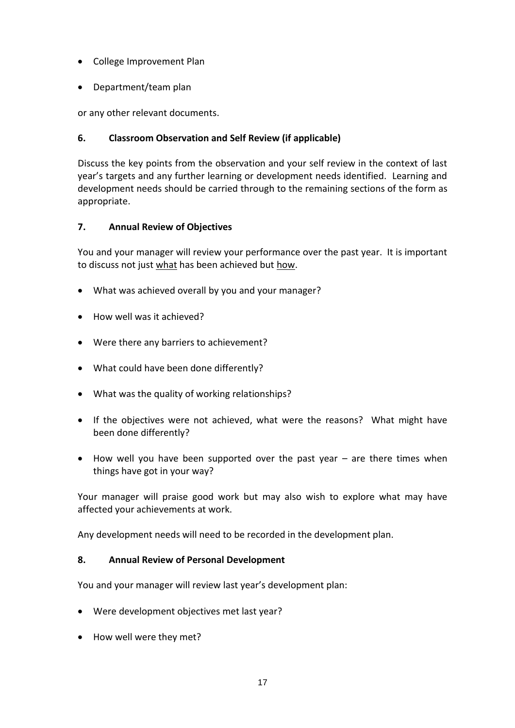- College Improvement Plan
- Department/team plan

or any other relevant documents.

### 6. Classroom Observation and Self Review (if applicable)

Discuss the key points from the observation and your self review in the context of last year's targets and any further learning or development needs identified. Learning and development needs should be carried through to the remaining sections of the form as appropriate.

### 7. Annual Review of Objectives

You and your manager will review your performance over the past year. It is important to discuss not just <u>what</u> has been achieved but <u>how</u>.

- What was achieved overall by you and your manager?
- How well was it achieved?
- Were there any barriers to achievement?
- What could have been done differently?
- What was the quality of working relationships?
- If the objectives were not achieved, what were the reasons? What might have been done differently?
- How well you have been supported over the past year – are there times when things have got in your way?

Your manager will praise good work but may also wish to explore what may have affected your achievements at work.

Any development needs will need to be recorded in the development plan.

### 8. Annual Review of Personal Development

You and your manager will review last year's development plan:

- Were development objectives met last year?
- How well were they met?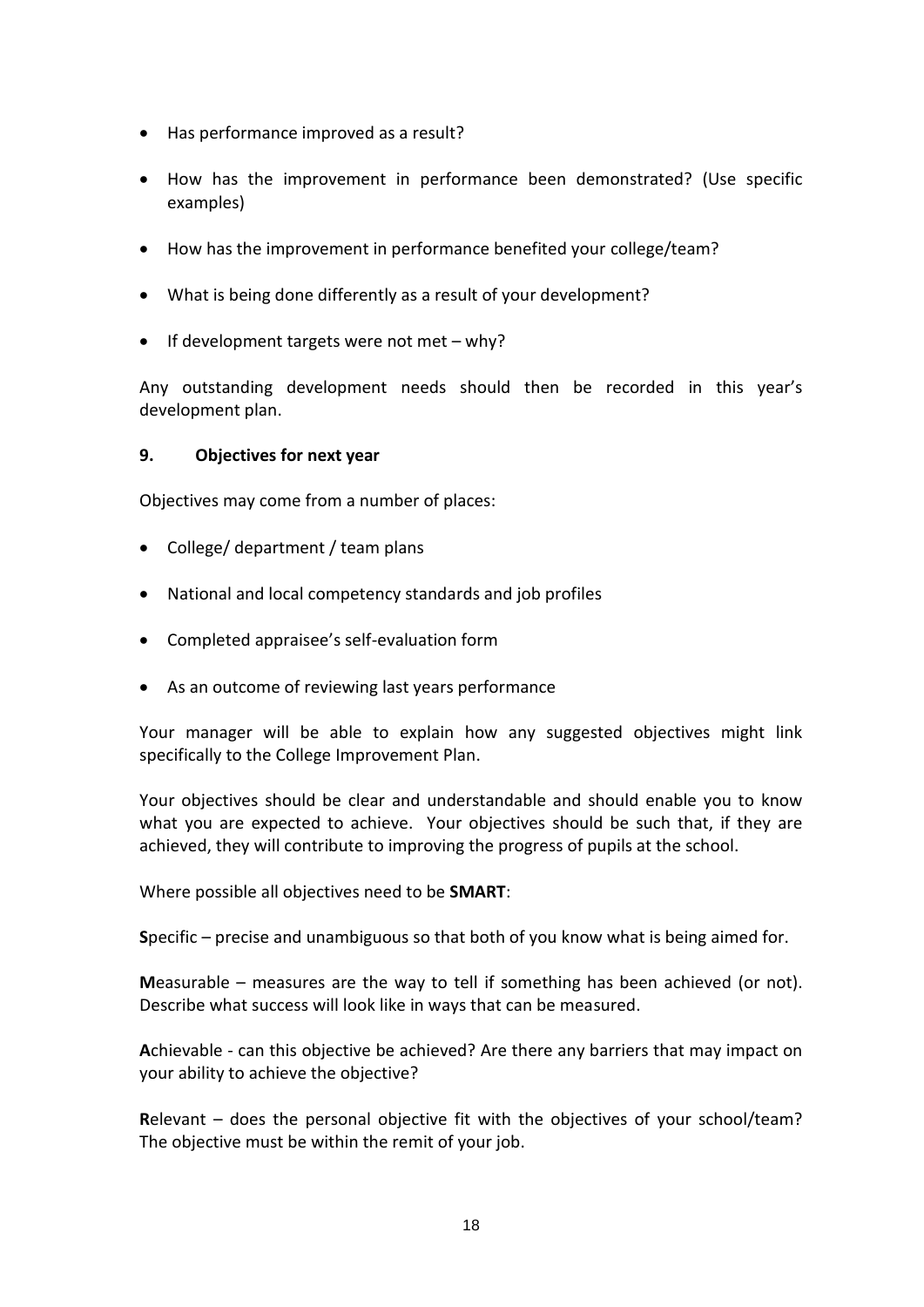- Has performance improved as a result?
- How has the improvement in performance been demonstrated? (Use specific examples)
- How has the improvement in performance benefited your college/team?
- What is being done differently as a result of your development?
- If development targets were not met – why?

Any outstanding development needs should then be recorded in this year's development plan.

## 9. Objectives for next year

Objectives may come from a number of places:

- College/ department / team plans
- National and local competency standards and job profiles
- Completed appraisee's self-evaluation form
- As an outcome of reviewing last years performance

Your manager will be able to explain how any suggested objectives might link specifically to the College Improvement Plan.

Your objectives should be clear and understandable and should enable you to know what you are expected to achieve. Your objectives should be such that, if they are achieved, they will contribute to improving the progress of pupils at the school.

Where possible all objectives need to be **SMART**:

**S**pecific – precise and unambiguous so that both of you know what is being aimed for.

**M**easurable – measures are the way to tell if something has been achieved (or not). Describe what success will look like in ways that can be measured.

**A**chievable - can this objective be achieved? Are there any barriers that may impact on your ability to achieve the objective?

**R**elevant – does the personal objective fit with the objectives of your school/team? The objective must be within the remit of your job.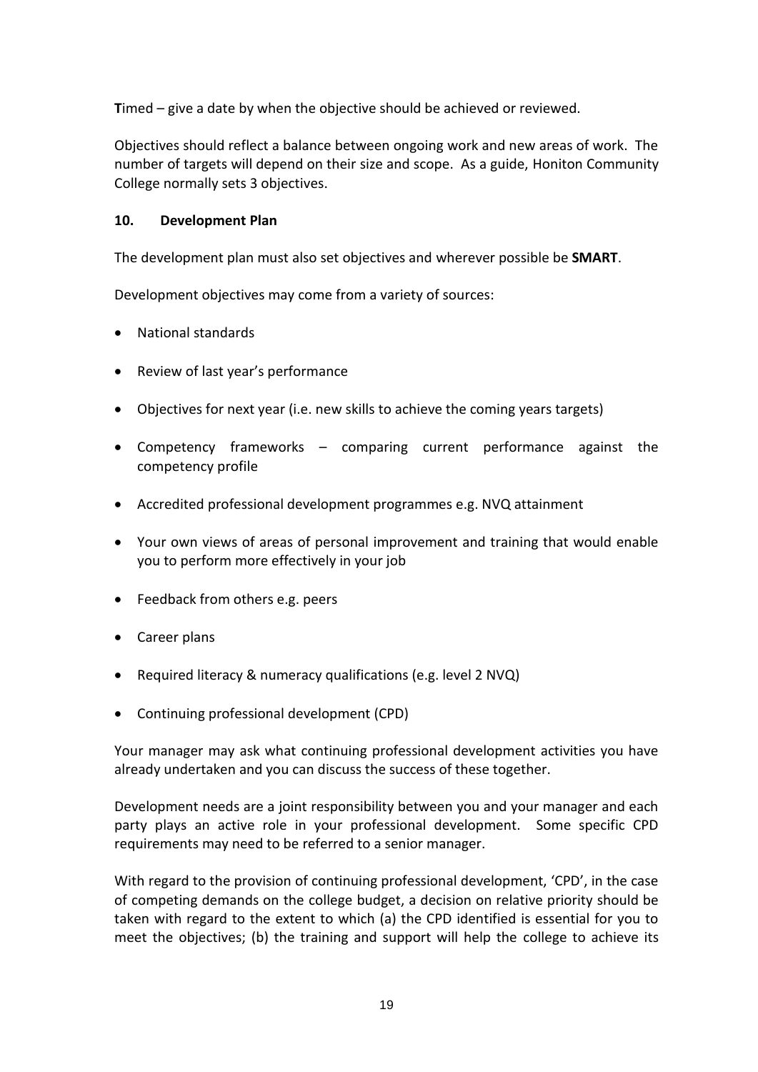**T**imed – give a date by when the objective should be achieved or reviewed.

Objectives should reflect a balance between ongoing work and new areas of work. The number of targets will depend on their size and scope. As a guide, Honiton Community College normally sets 3 objectives.

## 10. Development Plan

The development plan must also set objectives and wherever possible be **SMART**.

Development objectives may come from a variety of sources:

- National standards
- Review of last year's performance
- Objectives for next year (i.e. new skills to achieve the coming years targets)
- Competency frameworks – comparing current performance against the competency profile
- Accredited professional development programmes e.g. NVQ attainment
- Your own views of areas of personal improvement and training that would enable you to perform more effectively in your job
- Feedback from others e.g. peers
- Career plans
- Required literacy & numeracy qualifications (e.g. level 2 NVQ)
- Continuing professional development (CPD)

Your manager may ask what continuing professional development activities you have already undertaken and you can discuss the success of these together.

Development needs are a joint responsibility between you and your manager and each party plays an active role in your professional development. Some specific CPD requirements may need to be referred to a senior manager.

With regard to the provision of continuing professional development, 'CPD', in the case of competing demands on the college budget, a decision on relative priority should be taken with regard to the extent to which (a) the CPD identified is essential for you to meet the objectives; (b) the training and support will help the college to achieve its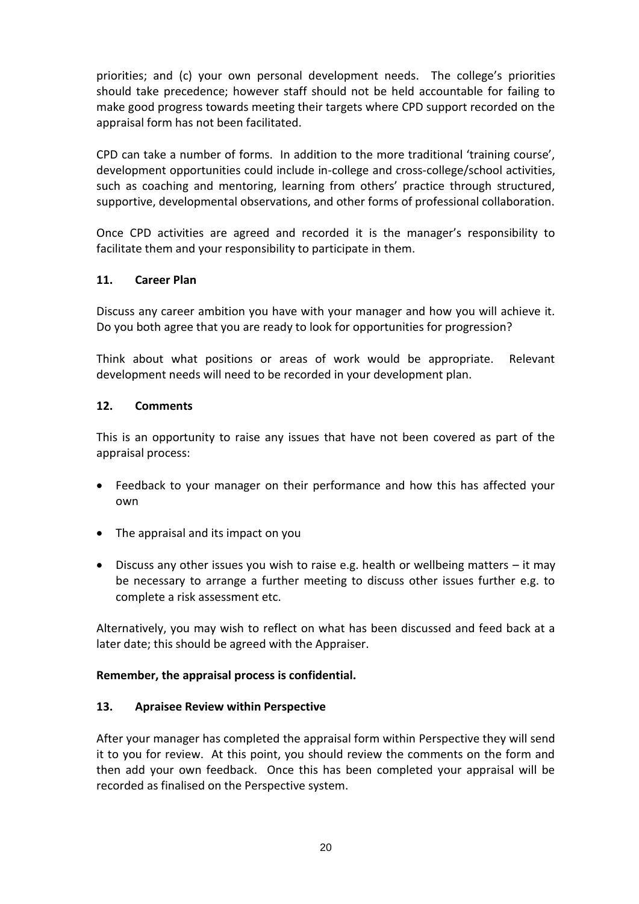priorities; and (c) your own personal development needs. The college's priorities should take precedence; however staff should not be held accountable for failing to make good progress towards meeting their targets where CPD support recorded on the appraisal form has not been facilitated.

CPD can take a number of forms. In addition to the more traditional 'training course', development opportunities could include in-college and cross-college/school activities, such as coaching and mentoring, learning from others' practice through structured, supportive, developmental observations, and other forms of professional collaboration.

Once CPD activities are agreed and recorded it is the manager's responsibility to facilitate them and your responsibility to participate in them.

## 11. Career Plan

Discuss any career ambition you have with your manager and how you will achieve it. Do you both agree that you are ready to look for opportunities for progression?

Think about what positions or areas of work would be appropriate. Relevant development needs will need to be recorded in your development plan.

## 12. Comments

This is an opportunity to raise any issues that have not been covered as part of the appraisal process:

- Feedback to your manager on their performance and how this has affected your own
- The appraisal and its impact on you
- Discuss any other issues you wish to raise e.g. health or wellbeing matters – it may be necessary to arrange a further meeting to discuss other issues further e.g. to complete a risk assessment etc.

Alternatively, you may wish to reflect on what has been discussed and feed back at a later date; this should be agreed with the Appraiser.

**Remember, the appraisal process is confidential.**

## 13. Apraisee Review within Perspective

After your manager has completed the appraisal form within Perspective they will send it to you for review. At this point, you should review the comments on the form and then add your own feedback. Once this has been completed your appraisal will be recorded as finalised on the Perspective system.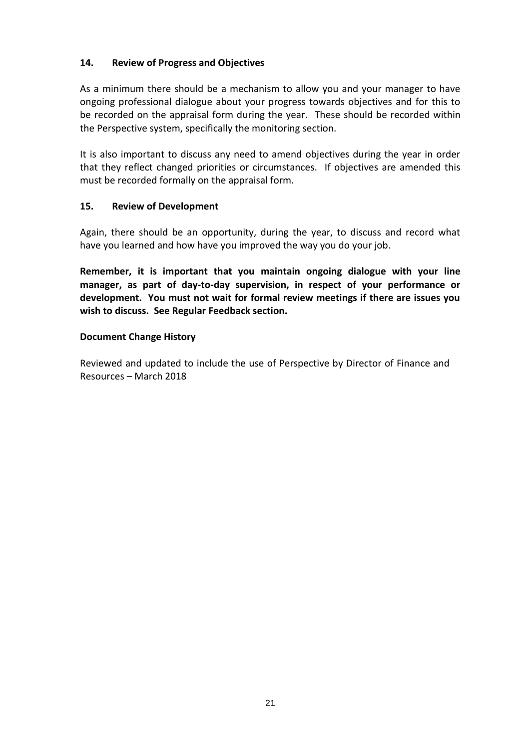## 14. Review of Progress and Objectives

As a minimum there should be a mechanism to allow you and your manager to have ongoing professional dialogue about your progress towards objectives and for this to be recorded on the appraisal form during the year. These should be recorded within the Perspective system, specifically the monitoring section.

It is also important to discuss any need to amend objectives during the year in order that they reflect changed priorities or circumstances. If objectives are amended this must be recorded formally on the appraisal form.

## 15. Review of Development

Again, there should be an opportunity, during the year, to discuss and record what have you learned and how have you improved the way you do your job.

**Remember, it is important that you maintain ongoing dialogue with your line manager, as part of day-to-day supervision, in respect of your performance or development. You must not wait for formal review meetings if there are issues you wish to discuss. See Regular Feedback section.**

### Document Change History

Reviewed and updated to include the use of Perspective by Director of Finance and Resources – March 2018